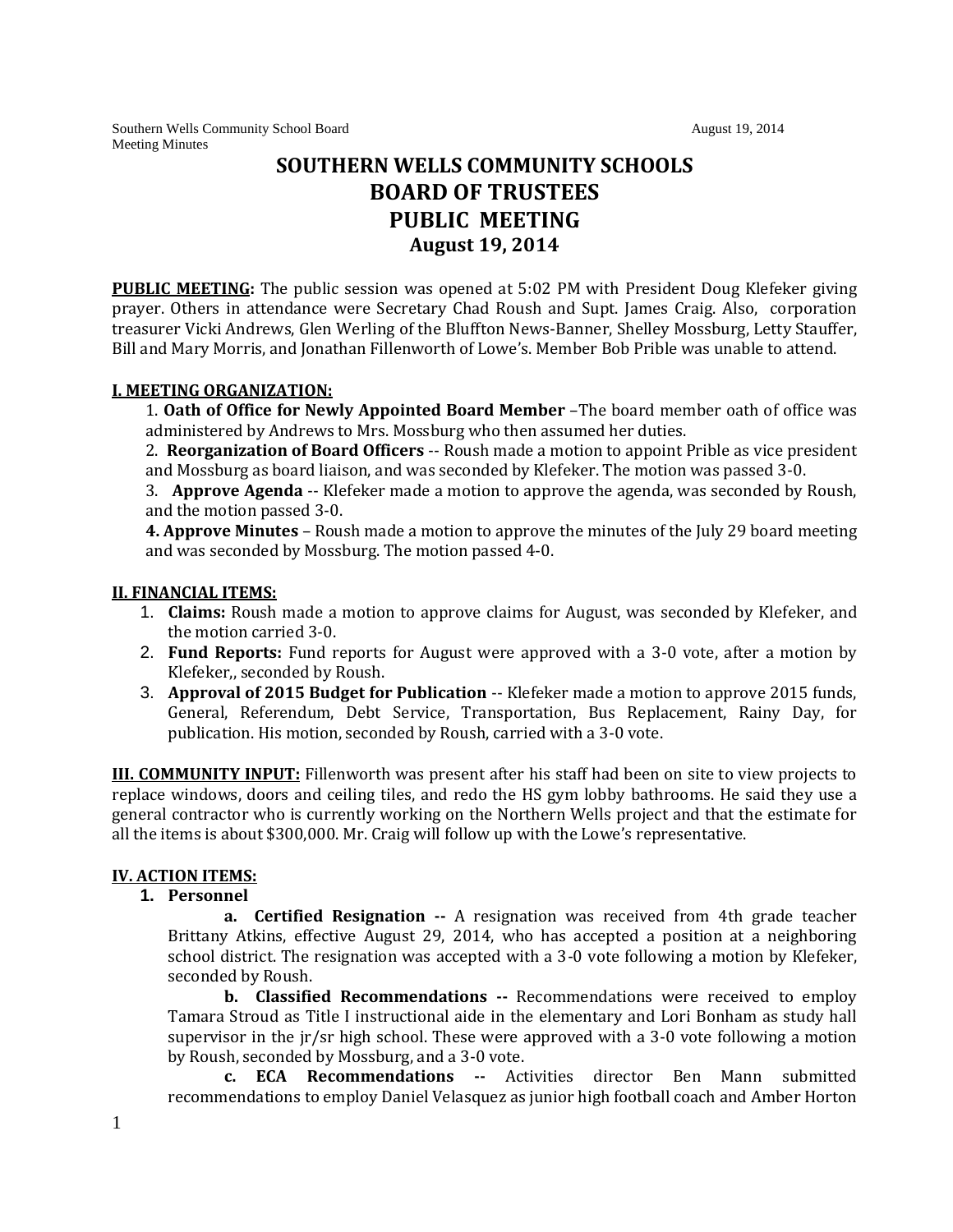# SOUTHERN WELLS COMMUNITY SCHOOLS
# BOARD OF TRUSTEES
# PUBLIC MEETING
## August 19, 2014

**PUBLIC MEETING:** The public session was opened at 5:02 PM with President Doug Klefeker giving prayer. Others in attendance were Secretary Chad Roush and Supt. James Craig. Also, corporation treasurer Vicki Andrews, Glen Werling of the Bluffton News-Banner, Shelley Mossburg, Letty Stauffer, Bill and Mary Morris, and Jonathan Fillenworth of Lowe's. Member Bob Prible was unable to attend.

### I. MEETING ORGANIZATION:

1. **Oath of Office for Newly Appointed Board Member** –The board member oath of office was administered by Andrews to Mrs. Mossburg who then assumed her duties.
2. **Reorganization of Board Officers** -- Roush made a motion to appoint Prible as vice president and Mossburg as board liaison, and was seconded by Klefeker. The motion was passed 3-0.
3. **Approve Agenda** -- Klefeker made a motion to approve the agenda, was seconded by Roush, and the motion passed 3-0.
4. **Approve Minutes** – Roush made a motion to approve the minutes of the July 29 board meeting and was seconded by Mossburg. The motion passed 4-0.

### II. FINANCIAL ITEMS:

1. **Claims:** Roush made a motion to approve claims for August, was seconded by Klefeker, and the motion carried 3-0.
2. **Fund Reports:** Fund reports for August were approved with a 3-0 vote, after a motion by Klefeker,, seconded by Roush.
3. **Approval of 2015 Budget for Publication** -- Klefeker made a motion to approve 2015 funds, General, Referendum, Debt Service, Transportation, Bus Replacement, Rainy Day, for publication. His motion, seconded by Roush, carried with a 3-0 vote.

**III. COMMUNITY INPUT:** Fillenworth was present after his staff had been on site to view projects to replace windows, doors and ceiling tiles, and redo the HS gym lobby bathrooms. He said they use a general contractor who is currently working on the Northern Wells project and that the estimate for all the items is about $300,000. Mr. Craig will follow up with the Lowe's representative.

### IV. ACTION ITEMS:

1. **Personnel**

   **a. Certified Resignation --** A resignation was received from 4th grade teacher Brittany Atkins, effective August 29, 2014, who has accepted a position at a neighboring school district. The resignation was accepted with a 3-0 vote following a motion by Klefeker, seconded by Roush.

   **b. Classified Recommendations --** Recommendations were received to employ Tamara Stroud as Title I instructional aide in the elementary and Lori Bonham as study hall supervisor in the jr/sr high school. These were approved with a 3-0 vote following a motion by Roush, seconded by Mossburg, and a 3-0 vote.

   **c. ECA Recommendations --** Activities director Ben Mann submitted recommendations to employ Daniel Velasquez as junior high football coach and Amber Horton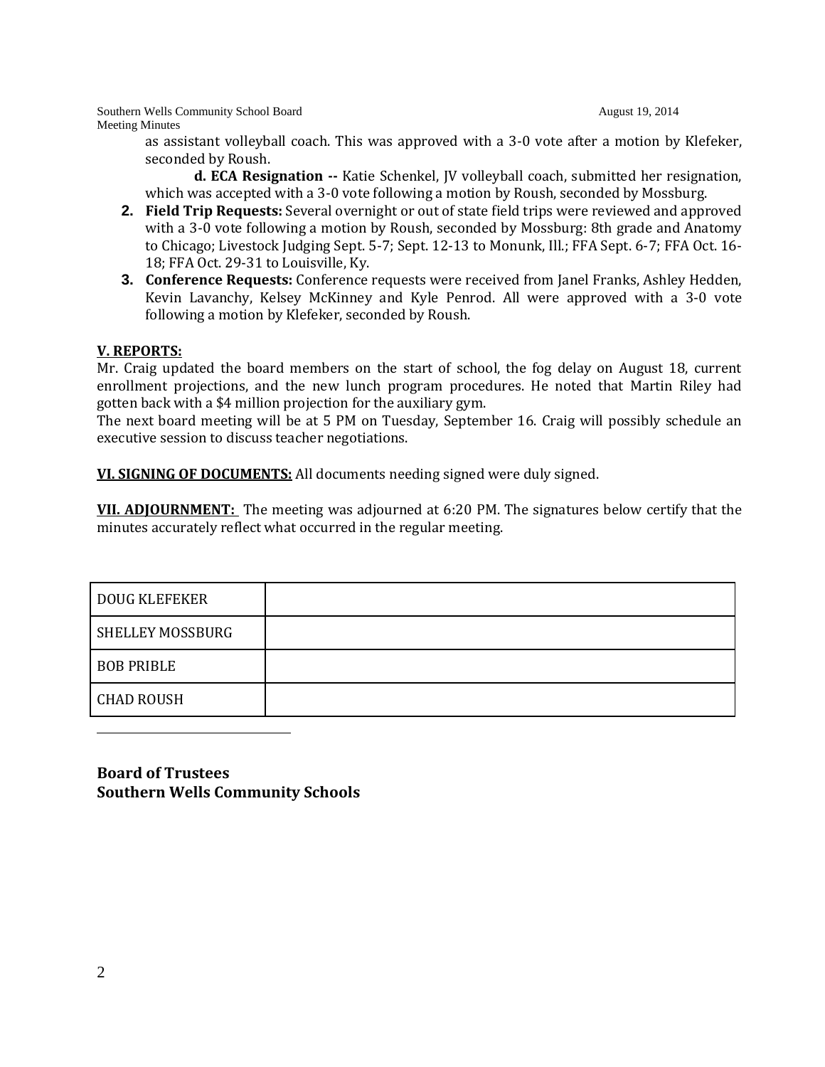as assistant volleyball coach. This was approved with a 3-0 vote after a motion by Klefeker, seconded by Roush.

**d. ECA Resignation --** Katie Schenkel, JV volleyball coach, submitted her resignation, which was accepted with a 3-0 vote following a motion by Roush, seconded by Mossburg.

2. **Field Trip Requests:** Several overnight or out of state field trips were reviewed and approved with a 3-0 vote following a motion by Roush, seconded by Mossburg: 8th grade and Anatomy to Chicago; Livestock Judging Sept. 5-7; Sept. 12-13 to Monunk, Ill.; FFA Sept. 6-7; FFA Oct. 16-18; FFA Oct. 29-31 to Louisville, Ky.
3. **Conference Requests:** Conference requests were received from Janel Franks, Ashley Hedden, Kevin Lavanchy, Kelsey McKinney and Kyle Penrod. All were approved with a 3-0 vote following a motion by Klefeker, seconded by Roush.

**V. REPORTS:**

Mr. Craig updated the board members on the start of school, the fog delay on August 18, current enrollment projections, and the new lunch program procedures. He noted that Martin Riley had gotten back with a $4 million projection for the auxiliary gym.

The next board meeting will be at 5 PM on Tuesday, September 16. Craig will possibly schedule an executive session to discuss teacher negotiations.

**VI. SIGNING OF DOCUMENTS:** All documents needing signed were duly signed.

**VII. ADJOURNMENT:** The meeting was adjourned at 6:20 PM. The signatures below certify that the minutes accurately reflect what occurred in the regular meeting.

| | |
|---|---|
| DOUG KLEFEKER | |
| SHELLEY MOSSBURG | |
| BOB PRIBLE | |
| CHAD ROUSH | |

**Board of Trustees**
**Southern Wells Community Schools**